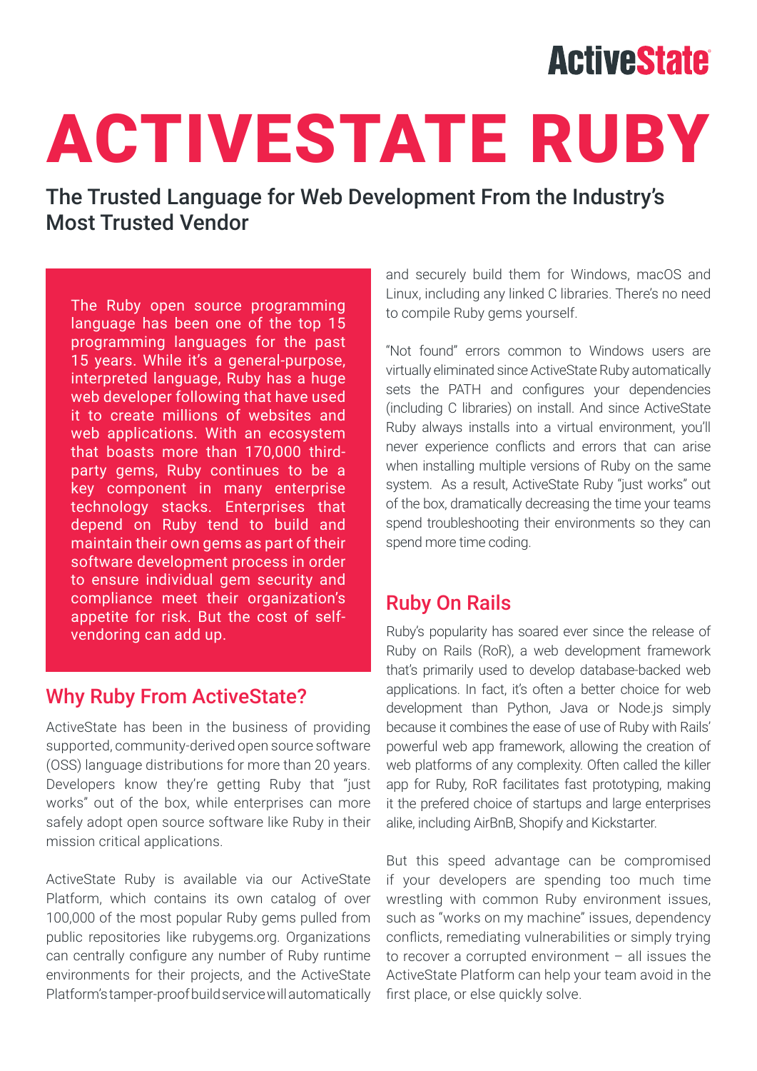# ACTIVESTATE RUBY

## The Trusted Language for Web Development From the Industry's Most Trusted Vendor

The Ruby open source programming language has been one of the top 15 programming languages for the past 15 years. While it's a general-purpose, interpreted language, Ruby has a huge web developer following that have used it to create millions of websites and web applications. With an ecosystem that boasts more than 170,000 third-party gems, Ruby continues to be a key component in many enterprise technology stacks. Enterprises that depend on Ruby tend to build and maintain their own gems as part of their software development process in order to ensure individual gem security and compliance meet their organization's appetite for risk. But the cost of self-vendoring can add up.

## Why Ruby From ActiveState?

ActiveState has been in the business of providing supported, community-derived open source software (OSS) language distributions for more than 20 years. Developers know they're getting Ruby that "just works" out of the box, while enterprises can more safely adopt open source software like Ruby in their mission critical applications.

ActiveState Ruby is available via our ActiveState Platform, which contains its own catalog of over 100,000 of the most popular Ruby gems pulled from public repositories like rubygems.org. Organizations can centrally configure any number of Ruby runtime environments for their projects, and the ActiveState Platform's tamper-proof build service will automatically and securely build them for Windows, macOS and Linux, including any linked C libraries. There's no need to compile Ruby gems yourself.

"Not found" errors common to Windows users are virtually eliminated since ActiveState Ruby automatically sets the PATH and configures your dependencies (including C libraries) on install. And since ActiveState Ruby always installs into a virtual environment, you'll never experience conflicts and errors that can arise when installing multiple versions of Ruby on the same system. As a result, ActiveState Ruby "just works" out of the box, dramatically decreasing the time your teams spend troubleshooting their environments so they can spend more time coding.

## Ruby On Rails

Ruby's popularity has soared ever since the release of Ruby on Rails (RoR), a web development framework that's primarily used to develop database-backed web applications. In fact, it's often a better choice for web development than Python, Java or Node.js simply because it combines the ease of use of Ruby with Rails' powerful web app framework, allowing the creation of web platforms of any complexity. Often called the killer app for Ruby, RoR facilitates fast prototyping, making it the prefered choice of startups and large enterprises alike, including AirBnB, Shopify and Kickstarter.

But this speed advantage can be compromised if your developers are spending too much time wrestling with common Ruby environment issues, such as "works on my machine" issues, dependency conflicts, remediating vulnerabilities or simply trying to recover a corrupted environment – all issues the ActiveState Platform can help your team avoid in the first place, or else quickly solve.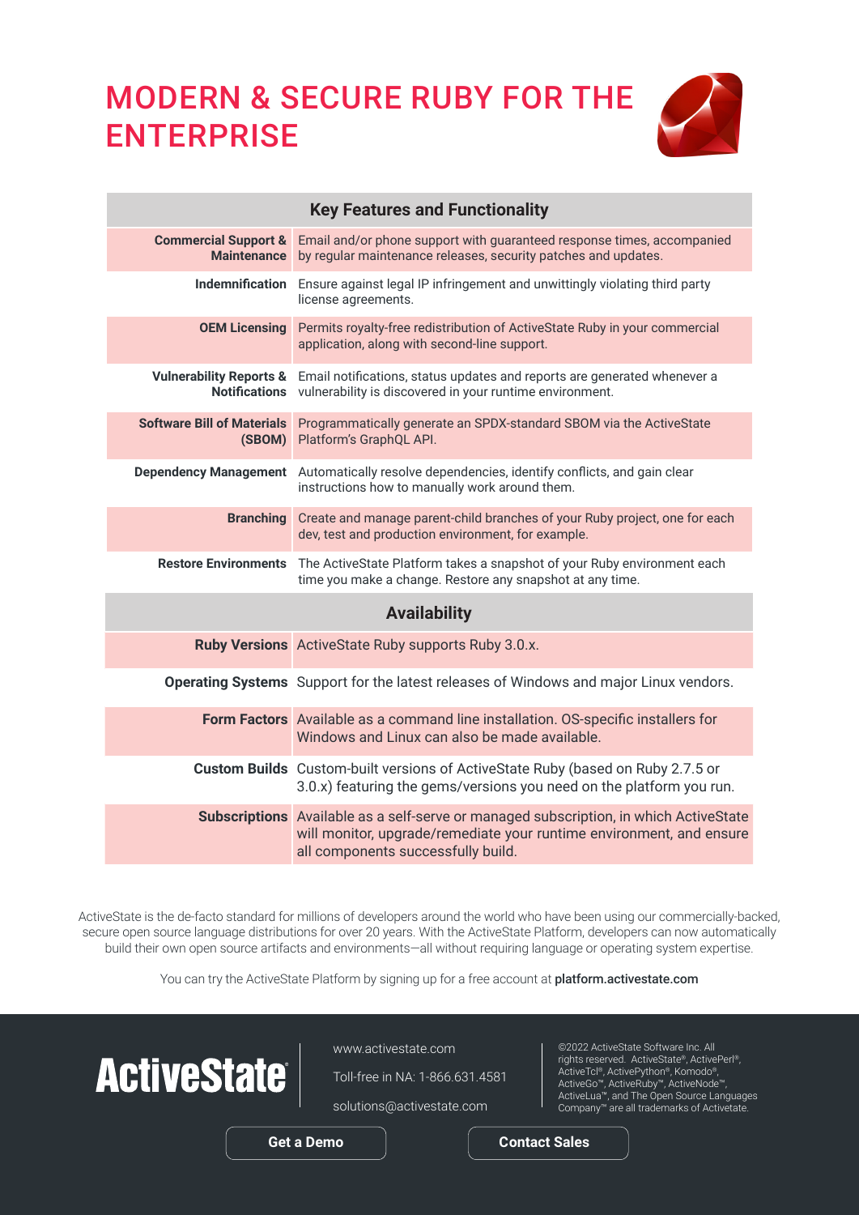# MODERN & SECURE RUBY FOR THE ENTERPRISE

| Key Features and Functionality | |
|---|---|
| **Commercial Support & Maintenance** | Email and/or phone support with guaranteed response times, accompanied by regular maintenance releases, security patches and updates. |
| **Indemnification** | Ensure against legal IP infringement and unwittingly violating third party license agreements. |
| **OEM Licensing** | Permits royalty-free redistribution of ActiveState Ruby in your commercial application, along with second-line support. |
| **Vulnerability Reports & Notifications** | Email notifications, status updates and reports are generated whenever a vulnerability is discovered in your runtime environment. |
| **Software Bill of Materials (SBOM)** | Programmatically generate an SPDX-standard SBOM via the ActiveState Platform's GraphQL API. |
| **Dependency Management** | Automatically resolve dependencies, identify conflicts, and gain clear instructions how to manually work around them. |
| **Branching** | Create and manage parent-child branches of your Ruby project, one for each dev, test and production environment, for example. |
| **Restore Environments** | The ActiveState Platform takes a snapshot of your Ruby environment each time you make a change. Restore any snapshot at any time. |

| Availability | |
|---|---|
| **Ruby Versions** | ActiveState Ruby supports Ruby 3.0.x. |
| **Operating Systems** | Support for the latest releases of Windows and major Linux vendors. |
| **Form Factors** | Available as a command line installation. OS-specific installers for Windows and Linux can also be made available. |
| **Custom Builds** | Custom-built versions of ActiveState Ruby (based on Ruby 2.7.5 or 3.0.x) featuring the gems/versions you need on the platform you run. |
| **Subscriptions** | Available as a self-serve or managed subscription, in which ActiveState will monitor, upgrade/remediate your runtime environment, and ensure all components successfully build. |

ActiveState is the de-facto standard for millions of developers around the world who have been using our commercially-backed, secure open source language distributions for over 20 years. With the ActiveState Platform, developers can now automatically build their own open source artifacts and environments—all without requiring language or operating system expertise.

You can try the ActiveState Platform by signing up for a free account at **platform.activestate.com**

**ActiveState**

www.activestate.com

Toll-free in NA: 1-866.631.4581

solutions@activestate.com

©2022 ActiveState Software Inc. All rights reserved. ActiveState®, ActivePerl®, ActiveTcl®, ActivePython®, Komodo®, ActiveGo™, ActiveRuby™, ActiveNode™, ActiveLua™, and The Open Source Languages Company™ are all trademarks of Activetate.

**Get a Demo** | **Contact Sales**